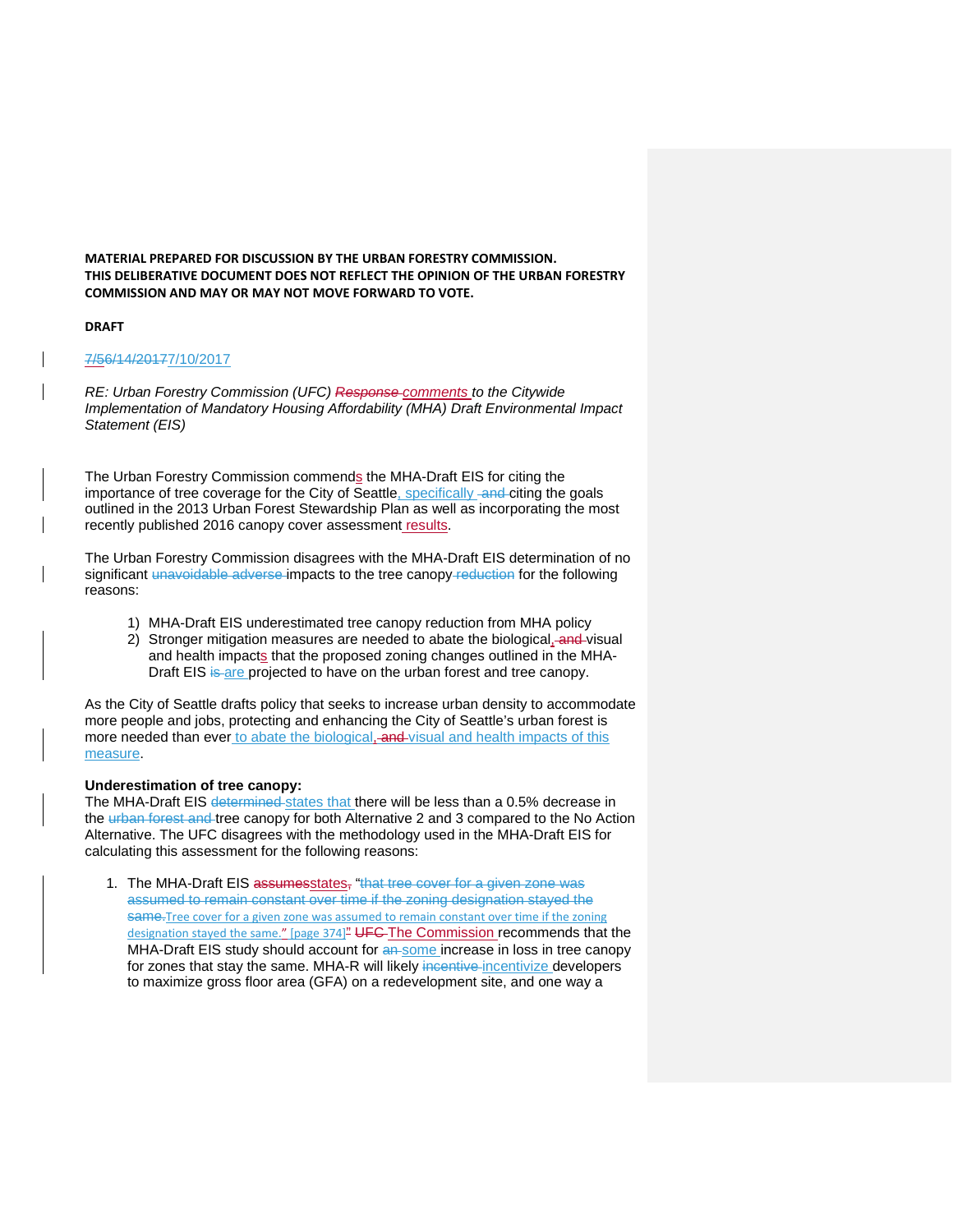**MATERIAL PREPARED FOR DISCUSSION BY THE URBAN FORESTRY COMMISSION. THIS DELIBERATIVE DOCUMENT DOES NOT REFLECT THE OPINION OF THE URBAN FORESTRY COMMISSION AND MAY OR MAY NOT MOVE FORWARD TO VOTE.**

**DRAFT**

~~7/56/14/2017~~7/10/2017

*RE: Urban Forestry Commission (UFC) ~~Response~~ comments to the Citywide Implementation of Mandatory Housing Affordability (MHA) Draft Environmental Impact Statement (EIS)*

The Urban Forestry Commission commends the MHA-Draft EIS for citing the importance of tree coverage for the City of Seattle, specifically ~~and~~ citing the goals outlined in the 2013 Urban Forest Stewardship Plan as well as incorporating the most recently published 2016 canopy cover assessment results.

The Urban Forestry Commission disagrees with the MHA-Draft EIS determination of no significant ~~unavoidable adverse~~ impacts to the tree canopy ~~reduction~~ for the following reasons:

1) MHA-Draft EIS underestimated tree canopy reduction from MHA policy
2) Stronger mitigation measures are needed to abate the biological, ~~and~~ visual and health impacts that the proposed zoning changes outlined in the MHA-Draft EIS ~~is~~ are projected to have on the urban forest and tree canopy.

As the City of Seattle drafts policy that seeks to increase urban density to accommodate more people and jobs, protecting and enhancing the City of Seattle's urban forest is more needed than ever to abate the biological, ~~and~~ visual and health impacts of this measure.

**Underestimation of tree canopy:**
The MHA-Draft EIS ~~determined~~ states that there will be less than a 0.5% decrease in the ~~urban forest and~~ tree canopy for both Alternative 2 and 3 compared to the No Action Alternative. The UFC disagrees with the methodology used in the MHA-Draft EIS for calculating this assessment for the following reasons:

1. The MHA-Draft EIS ~~assumes~~states~~,~~ "~~that tree cover for a given zone was assumed to remain constant over time if the zoning designation stayed the same.~~Tree cover for a given zone was assumed to remain constant over time if the zoning designation stayed the same." [page 374]~~"~~ ~~UFC~~ The Commission recommends that the MHA-Draft EIS study should account for ~~an~~ some increase in loss in tree canopy for zones that stay the same. MHA-R will likely ~~incentive~~ incentivize developers to maximize gross floor area (GFA) on a redevelopment site, and one way a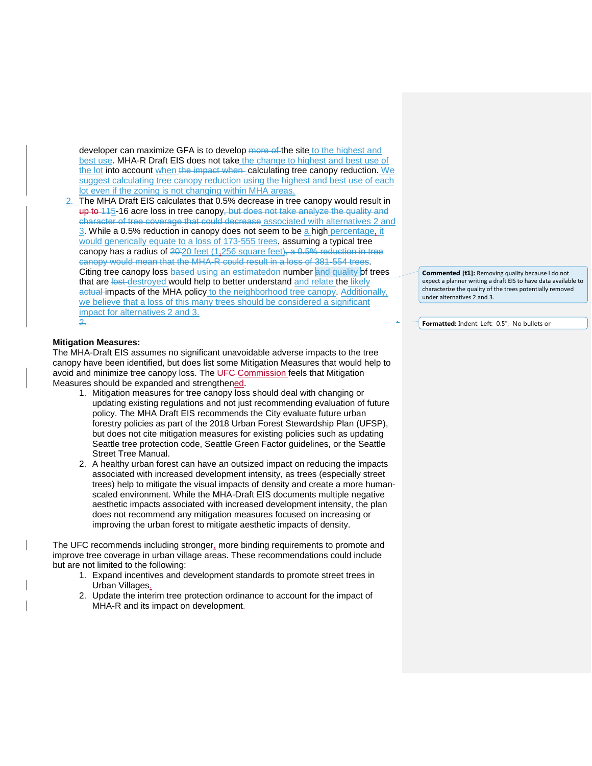developer can maximize GFA is to develop the site to the highest and best use. MHA-R Draft EIS does not take the change to highest and best use of the lot into account when calculating tree canopy reduction. We suggest calculating tree canopy reduction using the highest and best use of each lot even if the zoning is not changing within MHA areas.

2. The MHA Draft EIS calculates that 0.5% decrease in tree canopy would result in 5-16 acre loss in tree canopy associated with alternatives 2 and 3. While a 0.5% reduction in canopy does not seem to be a high percentage, it would generically equate to a loss of 173-555 trees, assuming a typical tree canopy has a radius of 20 feet (1,256 square feet). Citing tree canopy loss using an estimated number of trees that are destroyed would help to better understand and relate the likely impacts of the MHA policy to the neighborhood tree canopy. Additionally, we believe that a loss of this many trees should be considered a significant impact for alternatives 2 and 3.

**Mitigation Measures:**
The MHA-Draft EIS assumes no significant unavoidable adverse impacts to the tree canopy have been identified, but does list some Mitigation Measures that would help to avoid and minimize tree canopy loss. The Commission feels that Mitigation Measures should be expanded and strengthened.

1. Mitigation measures for tree canopy loss should deal with changing or updating existing regulations and not just recommending evaluation of future policy. The MHA Draft EIS recommends the City evaluate future urban forestry policies as part of the 2018 Urban Forest Stewardship Plan (UFSP), but does not cite mitigation measures for existing policies such as updating Seattle tree protection code, Seattle Green Factor guidelines, or the Seattle Street Tree Manual.
2. A healthy urban forest can have an outsized impact on reducing the impacts associated with increased development intensity, as trees (especially street trees) help to mitigate the visual impacts of density and create a more human-scaled environment. While the MHA-Draft EIS documents multiple negative aesthetic impacts associated with increased development intensity, the plan does not recommend any mitigation measures focused on increasing or improving the urban forest to mitigate aesthetic impacts of density.

The UFC recommends including stronger, more binding requirements to promote and improve tree coverage in urban village areas. These recommendations could include but are not limited to the following:

1. Expand incentives and development standards to promote street trees in Urban Villages.
2. Update the interim tree protection ordinance to account for the impact of MHA-R and its impact on development.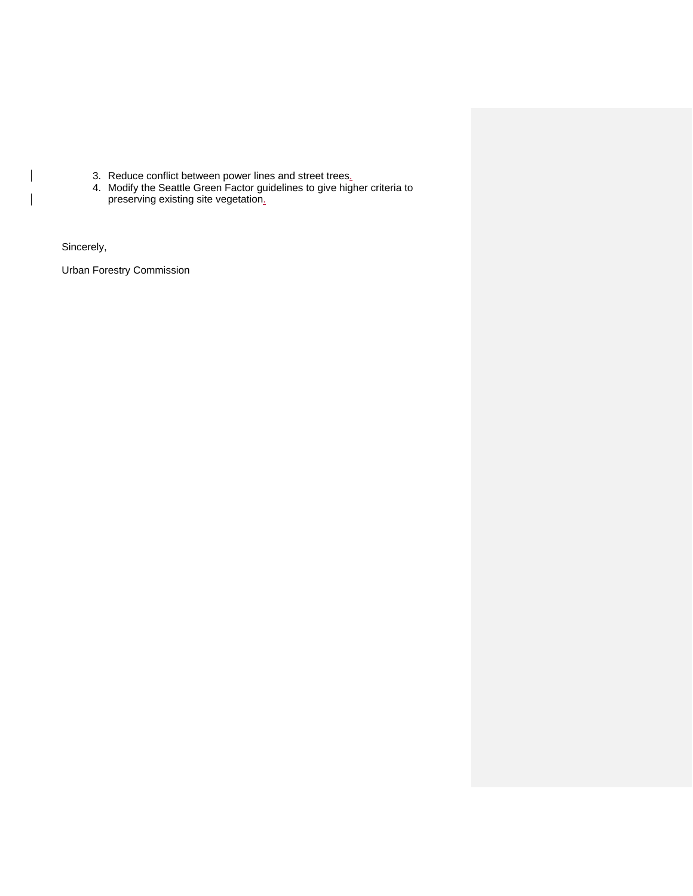3. Reduce conflict between power lines and street trees.
4. Modify the Seattle Green Factor guidelines to give higher criteria to preserving existing site vegetation.

Sincerely,

Urban Forestry Commission